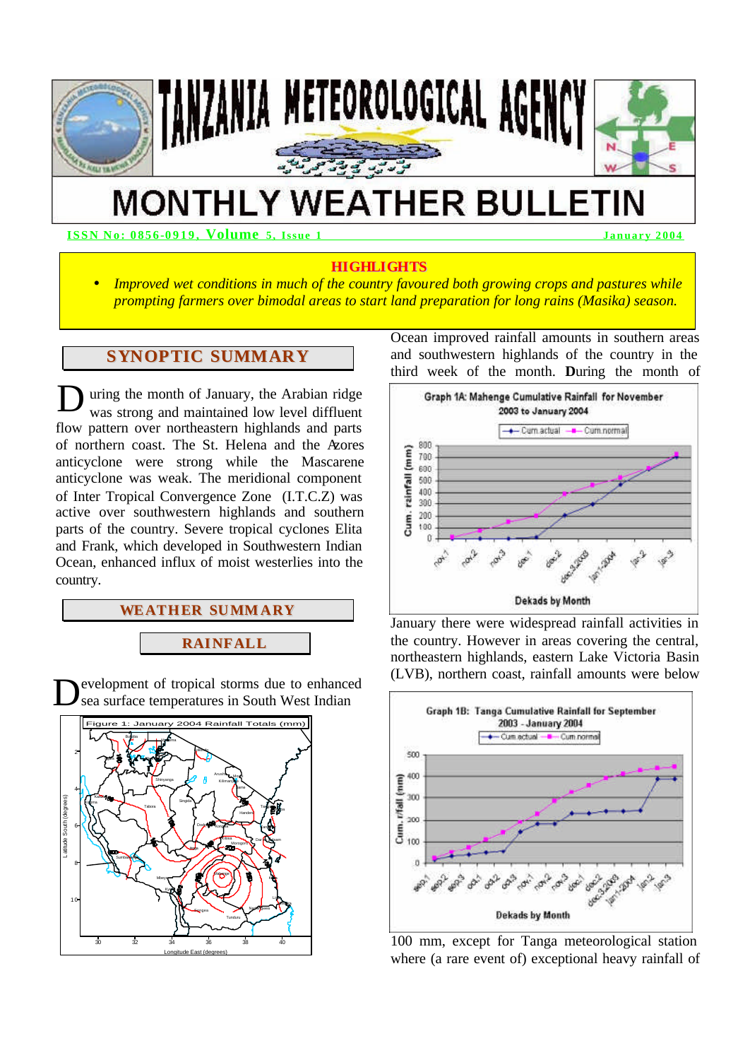# TANZANIA METEOROLOGICAL AGENCY

# MONTHLY WEATHER BULLETIN

**ISSN No: 0856-0919, Volume 5, Issue 1** **January 2004**

**HIGHLIGHTS**

- *Improved wet conditions in much of the country favoured both growing crops and pastures while prompting farmers over bimodal areas to start land preparation for long rains (Masika) season.*

## SYNOPTIC SUMMARY

During the month of January, the Arabian ridge was strong and maintained low level diffluent flow pattern over northeastern highlands and parts of northern coast. The St. Helena and the Azores anticyclone were strong while the Mascarene anticyclone was weak. The meridional component of Inter Tropical Convergence Zone (I.T.C.Z) was active over southwestern highlands and southern parts of the country. Severe tropical cyclones Elita and Frank, which developed in Southwestern Indian Ocean, enhanced influx of moist westerlies into the country.

## WEATHER SUMMARY

### RAINFALL

Development of tropical storms due to enhanced sea surface temperatures in South West Indian Ocean improved rainfall amounts in southern areas and southwestern highlands of the country in the third week of the month. **D**uring the month of January there were widespread rainfall activities in the country. However in areas covering the central, northeastern highlands, eastern Lake Victoria Basin (LVB), northern coast, rainfall amounts were below 100 mm, except for Tanga meteorological station where (a rare event of) exceptional heavy rainfall of

Figure 1: January 2004 Rainfall Totals (mm)

Graph 1A: Mahenge Cumulative Rainfall for November 2003 to January 2004

Graph 1B: Tanga Cumulative Rainfall for September 2003 - January 2004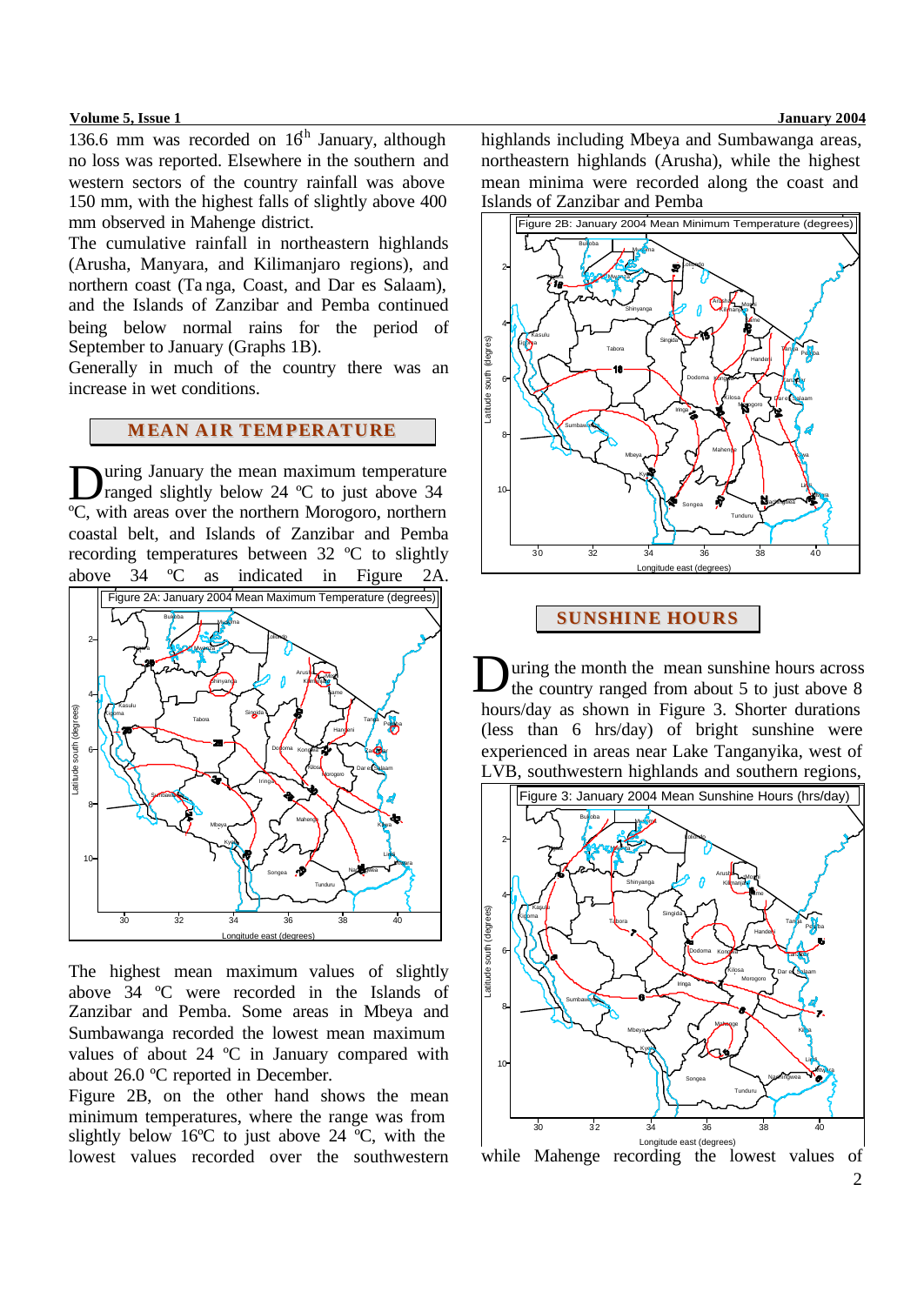136.6 mm was recorded on 16[th] January, although no loss was reported. Elsewhere in the southern and western sectors of the country rainfall was above 150 mm, with the highest falls of slightly above 400 mm observed in Mahenge district.

The cumulative rainfall in northeastern highlands (Arusha, Manyara, and Kilimanjaro regions), and northern coast (Tanga, Coast, and Dar es Salaam), and the Islands of Zanzibar and Pemba continued being below normal rains for the period of September to January (Graphs 1B).

Generally in much of the country there was an increase in wet conditions.

## MEAN AIR TEMPERATURE

During January the mean maximum temperature ranged slightly below 24 ºC to just above 34 ºC, with areas over the northern Morogoro, northern coastal belt, and Islands of Zanzibar and Pemba recording temperatures between 32 ºC to slightly above 34 ºC as indicated in Figure 2A.

Figure 2A: January 2004 Mean Maximum Temperature (degrees)

The highest mean maximum values of slightly above 34 ºC were recorded in the Islands of Zanzibar and Pemba. Some areas in Mbeya and Sumbawanga recorded the lowest mean maximum values of about 24 ºC in January compared with about 26.0 ºC reported in December.

Figure 2B, on the other hand shows the mean minimum temperatures, where the range was from slightly below 16ºC to just above 24 ºC, with the lowest values recorded over the southwestern highlands including Mbeya and Sumbawanga areas, northeastern highlands (Arusha), while the highest mean minima were recorded along the coast and Islands of Zanzibar and Pemba

Figure 2B: January 2004 Mean Minimum Temperature (degrees)

## SUNSHINE HOURS

During the month the mean sunshine hours across the country ranged from about 5 to just above 8 hours/day as shown in Figure 3. Shorter durations (less than 6 hrs/day) of bright sunshine were experienced in areas near Lake Tanganyika, west of LVB, southwestern highlands and southern regions,

Figure 3: January 2004 Mean Sunshine Hours (hrs/day)

while Mahenge recording the lowest values of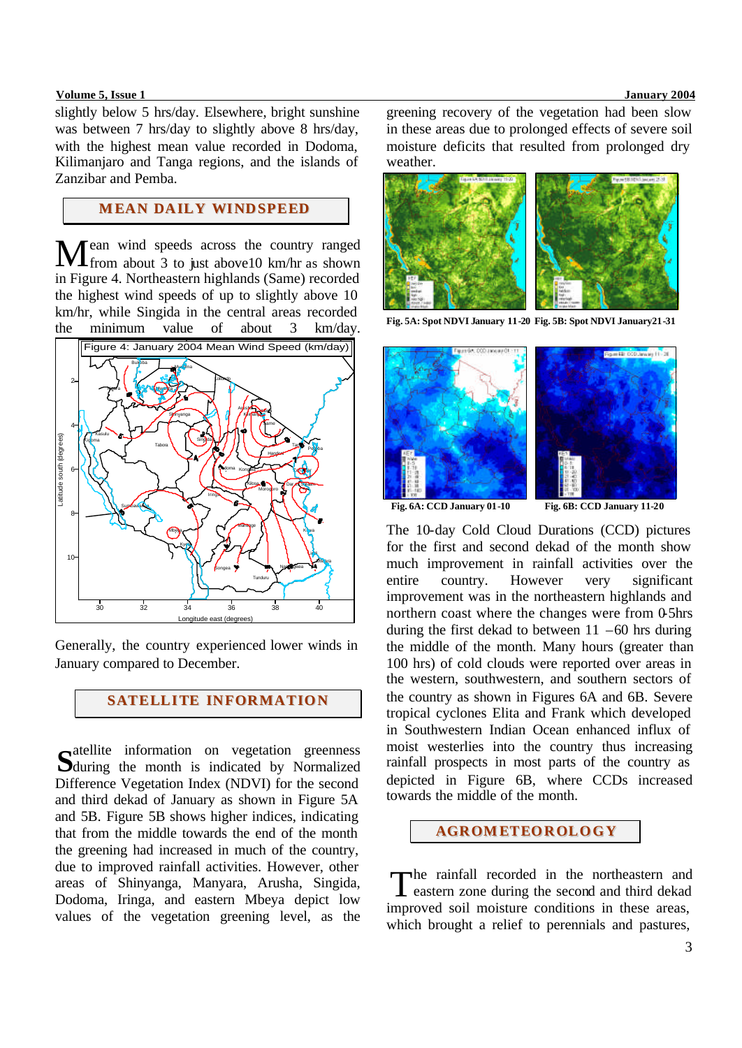slightly below 5 hrs/day. Elsewhere, bright sunshine was between 7 hrs/day to slightly above 8 hrs/day, with the highest mean value recorded in Dodoma, Kilimanjaro and Tanga regions, and the islands of Zanzibar and Pemba.

## MEAN DAILY WINDSPEED

Mean wind speeds across the country ranged from about 3 to just above10 km/hr as shown in Figure 4. Northeastern highlands (Same) recorded the highest wind speeds of up to slightly above 10 km/hr, while Singida in the central areas recorded the minimum value of about 3 km/day.

Figure 4: January 2004 Mean Wind Speed (km/day)

Generally, the country experienced lower winds in January compared to December.

## SATELLITE INFORMATION

Satellite information on vegetation greenness during the month is indicated by Normalized Difference Vegetation Index (NDVI) for the second and third dekad of January as shown in Figure 5A and 5B. Figure 5B shows higher indices, indicating that from the middle towards the end of the month the greening had increased in much of the country, due to improved rainfall activities. However, other areas of Shinyanga, Manyara, Arusha, Singida, Dodoma, Iringa, and eastern Mbeya depict low values of the vegetation greening level, as the greening recovery of the vegetation had been slow in these areas due to prolonged effects of severe soil moisture deficits that resulted from prolonged dry weather.

**Fig. 5A: Spot NDVI January 11-20** **Fig. 5B: Spot NDVI January21-31**

**Fig. 6A: CCD January 01-10** **Fig. 6B: CCD January 11-20**

The 10-day Cold Cloud Durations (CCD) pictures for the first and second dekad of the month show much improvement in rainfall activities over the entire country. However very significant improvement was in the northeastern highlands and northern coast where the changes were from 0-5hrs during the first dekad to between 11 –60 hrs during the middle of the month. Many hours (greater than 100 hrs) of cold clouds were reported over areas in the western, southwestern, and southern sectors of the country as shown in Figures 6A and 6B. Severe tropical cyclones Elita and Frank which developed in Southwestern Indian Ocean enhanced influx of moist westerlies into the country thus increasing rainfall prospects in most parts of the country as depicted in Figure 6B, where CCDs increased towards the middle of the month.

## AGROMETEOROLOGY

The rainfall recorded in the northeastern and eastern zone during the second and third dekad improved soil moisture conditions in these areas, which brought a relief to perennials and pastures,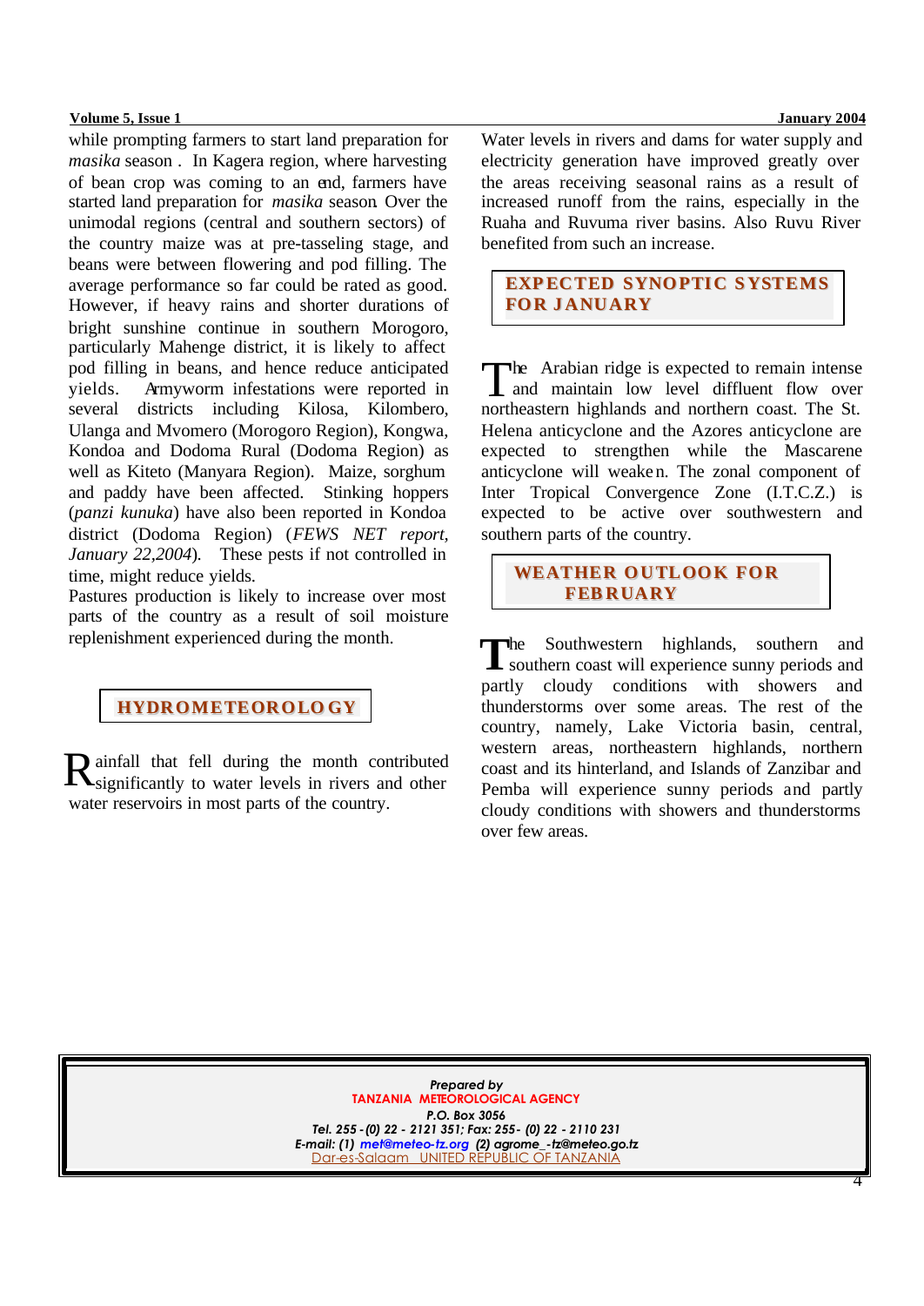while prompting farmers to start land preparation for *masika* season . In Kagera region, where harvesting of bean crop was coming to an end, farmers have started land preparation for *masika* season. Over the unimodal regions (central and southern sectors) of the country maize was at pre-tasseling stage, and beans were between flowering and pod filling. The average performance so far could be rated as good. However, if heavy rains and shorter durations of bright sunshine continue in southern Morogoro, particularly Mahenge district, it is likely to affect pod filling in beans, and hence reduce anticipated yields. Armyworm infestations were reported in several districts including Kilosa, Kilombero, Ulanga and Mvomero (Morogoro Region), Kongwa, Kondoa and Dodoma Rural (Dodoma Region) as well as Kiteto (Manyara Region). Maize, sorghum and paddy have been affected. Stinking hoppers (*panzi kunuka*) have also been reported in Kondoa district (Dodoma Region) (*FEWS NET report, January 22,2004*). These pests if not controlled in time, might reduce yields.

Pastures production is likely to increase over most parts of the country as a result of soil moisture replenishment experienced during the month.

## HYDROMETEOROLOGY

Rainfall that fell during the month contributed significantly to water levels in rivers and other water reservoirs in most parts of the country.

Water levels in rivers and dams for water supply and electricity generation have improved greatly over the areas receiving seasonal rains as a result of increased runoff from the rains, especially in the Ruaha and Ruvuma river basins. Also Ruvu River benefited from such an increase.

## EXPECTED SYNOPTIC SYSTEMS FOR JANUARY

The Arabian ridge is expected to remain intense and maintain low level diffluent flow over northeastern highlands and northern coast. The St. Helena anticyclone and the Azores anticyclone are expected to strengthen while the Mascarene anticyclone will weaken. The zonal component of Inter Tropical Convergence Zone (I.T.C.Z.) is expected to be active over southwestern and southern parts of the country.

## WEATHER OUTLOOK FOR FEBRUARY

The Southwestern highlands, southern and southern coast will experience sunny periods and partly cloudy conditions with showers and thunderstorms over some areas. The rest of the country, namely, Lake Victoria basin, central, western areas, northeastern highlands, northern coast and its hinterland, and Islands of Zanzibar and Pemba will experience sunny periods and partly cloudy conditions with showers and thunderstorms over few areas.

*Prepared by*
**TANZANIA METEOROLOGICAL AGENCY**
*P.O. Box 3056*
*Tel. 255 -(0) 22 - 2121 351; Fax: 255- (0) 22 - 2110 231*
*E-mail: (1) met@meteo-tz.org (2) agrome_-tz@meteo.go.tz*
Dar-es-Salaam UNITED REPUBLIC OF TANZANIA